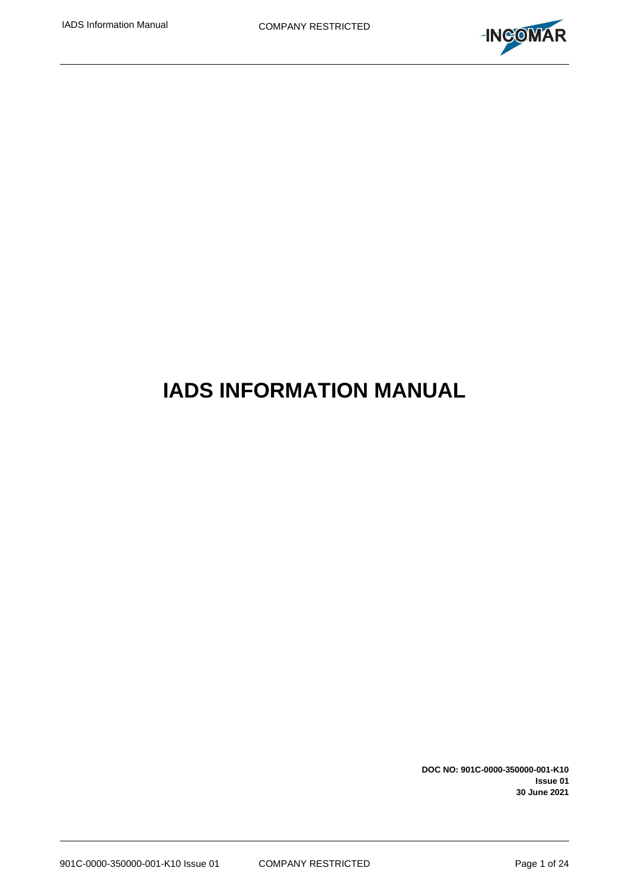# IADS INFORMATION MANUAL

**DOC NO: 901C-0000-350000-001-K10**
**Issue 01**
**30 June 2021**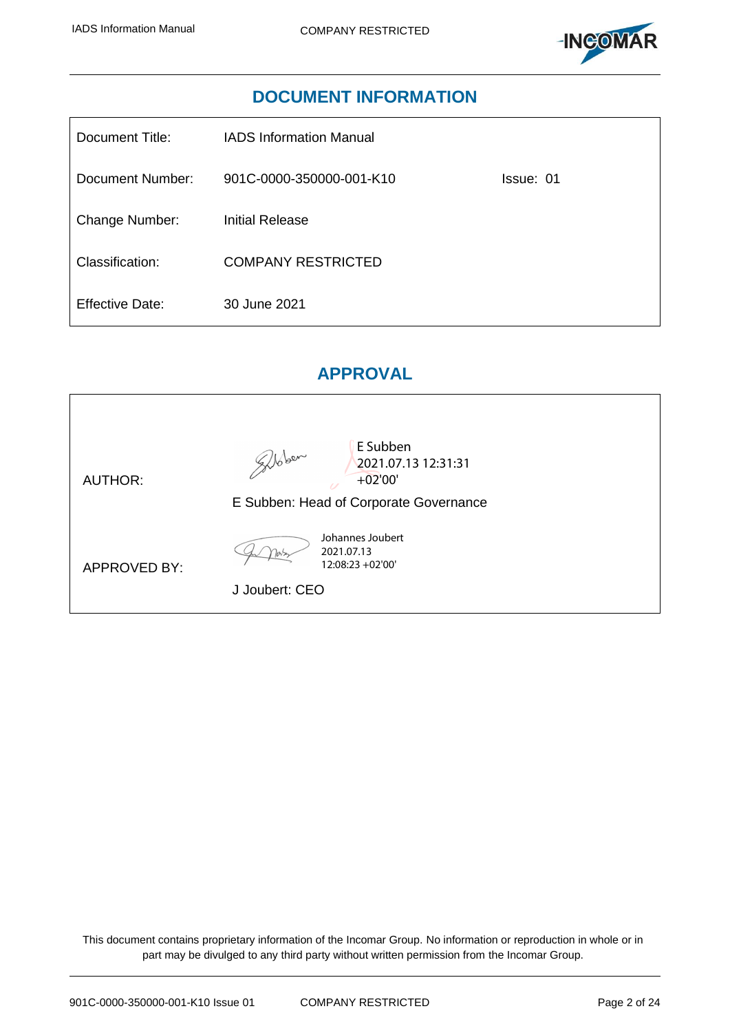## DOCUMENT INFORMATION

| | | |
|---|---|---|
| Document Title: | IADS Information Manual | |
| Document Number: | 901C-0000-350000-001-K10 | Issue: 01 |
| Change Number: | Initial Release | |
| Classification: | COMPANY RESTRICTED | |
| Effective Date: | 30 June 2021 | |

## APPROVAL

| | |
|---|---|
| AUTHOR: | E Subben 2021.07.13 12:31:31 +02'00'<br>E Subben: Head of Corporate Governance |
| APPROVED BY: | Johannes Joubert 2021.07.13 12:08:23 +02'00'<br>J Joubert: CEO |

This document contains proprietary information of the Incomar Group. No information or reproduction in whole or in part may be divulged to any third party without written permission from the Incomar Group.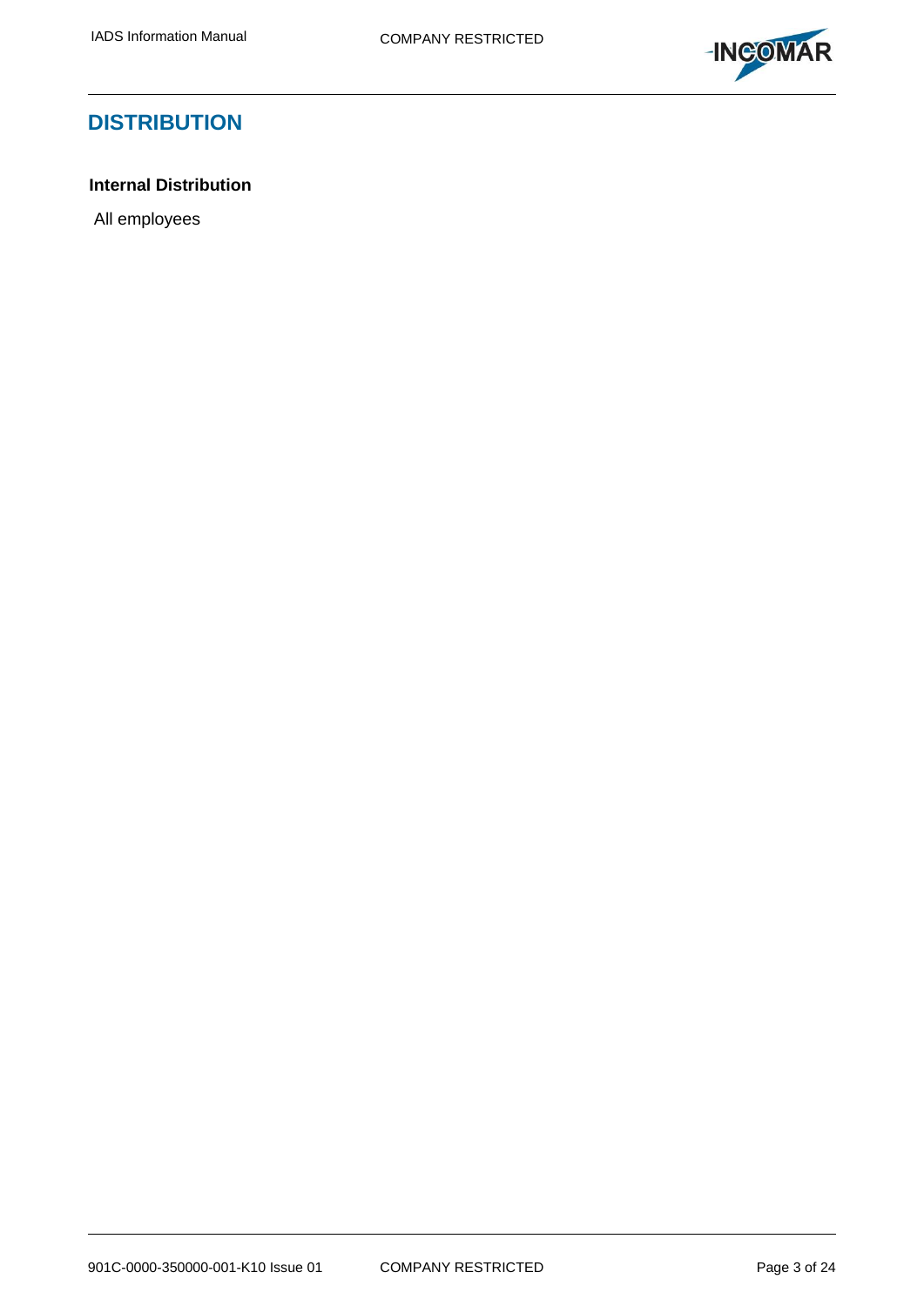# DISTRIBUTION

**Internal Distribution**

All employees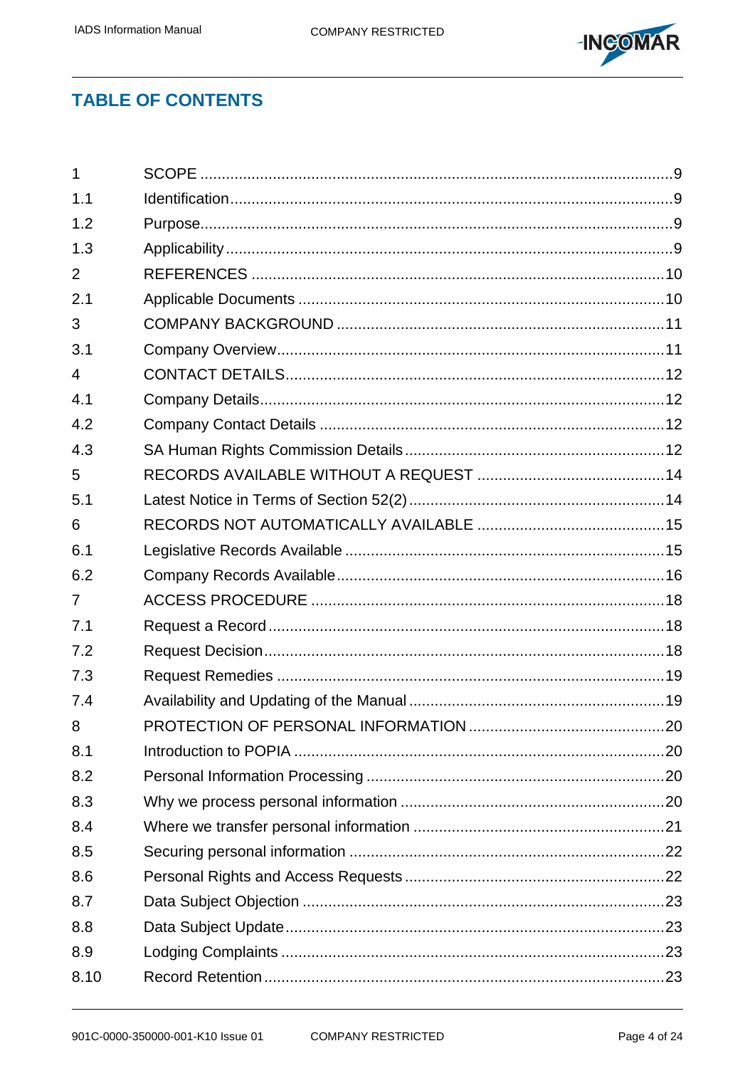## TABLE OF CONTENTS

| | | |
|---|---|---|
| 1 | SCOPE | 9 |
| 1.1 | Identification | 9 |
| 1.2 | Purpose | 9 |
| 1.3 | Applicability | 9 |
| 2 | REFERENCES | 10 |
| 2.1 | Applicable Documents | 10 |
| 3 | COMPANY BACKGROUND | 11 |
| 3.1 | Company Overview | 11 |
| 4 | CONTACT DETAILS | 12 |
| 4.1 | Company Details | 12 |
| 4.2 | Company Contact Details | 12 |
| 4.3 | SA Human Rights Commission Details | 12 |
| 5 | RECORDS AVAILABLE WITHOUT A REQUEST | 14 |
| 5.1 | Latest Notice in Terms of Section 52(2) | 14 |
| 6 | RECORDS NOT AUTOMATICALLY AVAILABLE | 15 |
| 6.1 | Legislative Records Available | 15 |
| 6.2 | Company Records Available | 16 |
| 7 | ACCESS PROCEDURE | 18 |
| 7.1 | Request a Record | 18 |
| 7.2 | Request Decision | 18 |
| 7.3 | Request Remedies | 19 |
| 7.4 | Availability and Updating of the Manual | 19 |
| 8 | PROTECTION OF PERSONAL INFORMATION | 20 |
| 8.1 | Introduction to POPIA | 20 |
| 8.2 | Personal Information Processing | 20 |
| 8.3 | Why we process personal information | 20 |
| 8.4 | Where we transfer personal information | 21 |
| 8.5 | Securing personal information | 22 |
| 8.6 | Personal Rights and Access Requests | 22 |
| 8.7 | Data Subject Objection | 23 |
| 8.8 | Data Subject Update | 23 |
| 8.9 | Lodging Complaints | 23 |
| 8.10 | Record Retention | 23 |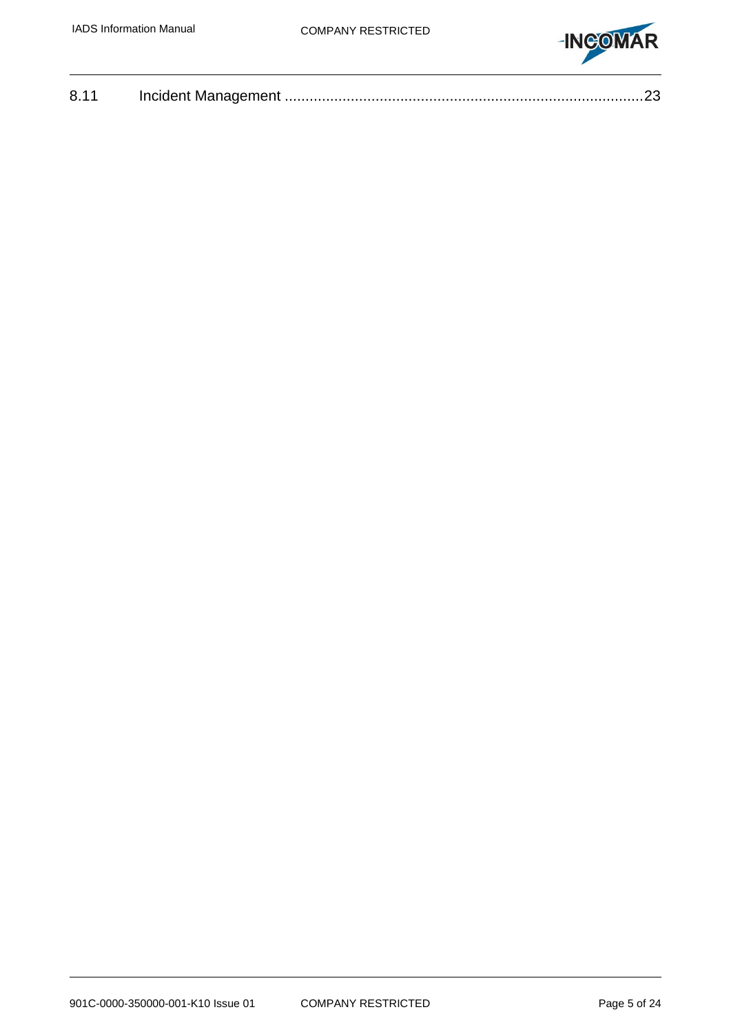8.11 Incident Management .....................................................................................23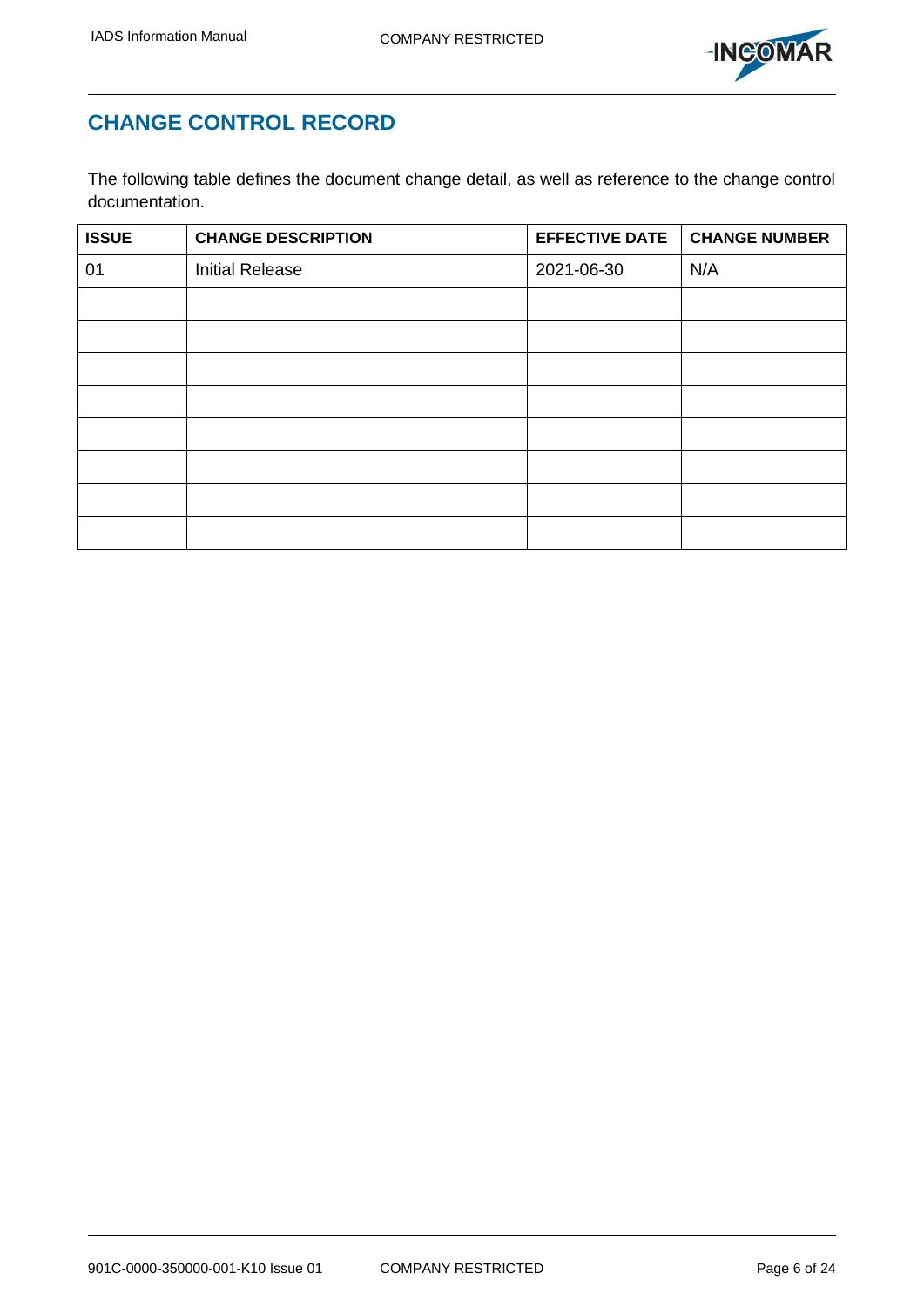## CHANGE CONTROL RECORD

The following table defines the document change detail, as well as reference to the change control documentation.

| ISSUE | CHANGE DESCRIPTION | EFFECTIVE DATE | CHANGE NUMBER |
|---|---|---|---|
| 01 | Initial Release | 2021-06-30 | N/A |
| | | | |
| | | | |
| | | | |
| | | | |
| | | | |
| | | | |
| | | | |
| | | | |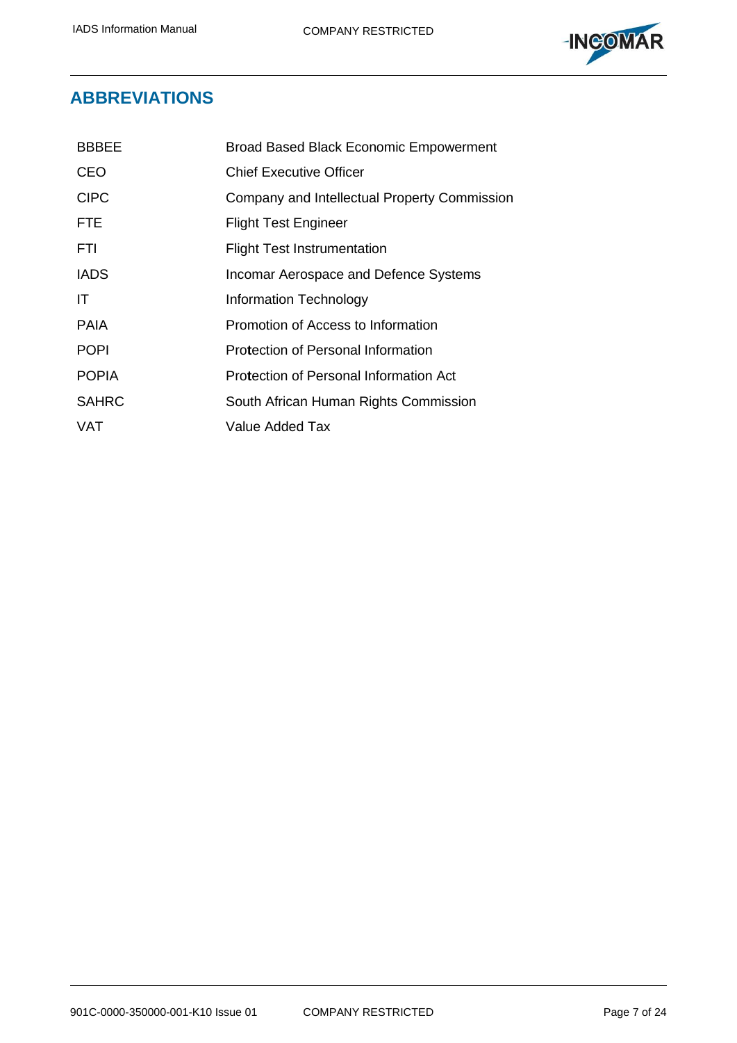## ABBREVIATIONS

| | |
|---|---|
| BBBEE | Broad Based Black Economic Empowerment |
| CEO | Chief Executive Officer |
| CIPC | Company and Intellectual Property Commission |
| FTE | Flight Test Engineer |
| FTI | Flight Test Instrumentation |
| IADS | Incomar Aerospace and Defence Systems |
| IT | Information Technology |
| PAIA | Promotion of Access to Information |
| POPI | Protection of Personal Information |
| POPIA | Protection of Personal Information Act |
| SAHRC | South African Human Rights Commission |
| VAT | Value Added Tax |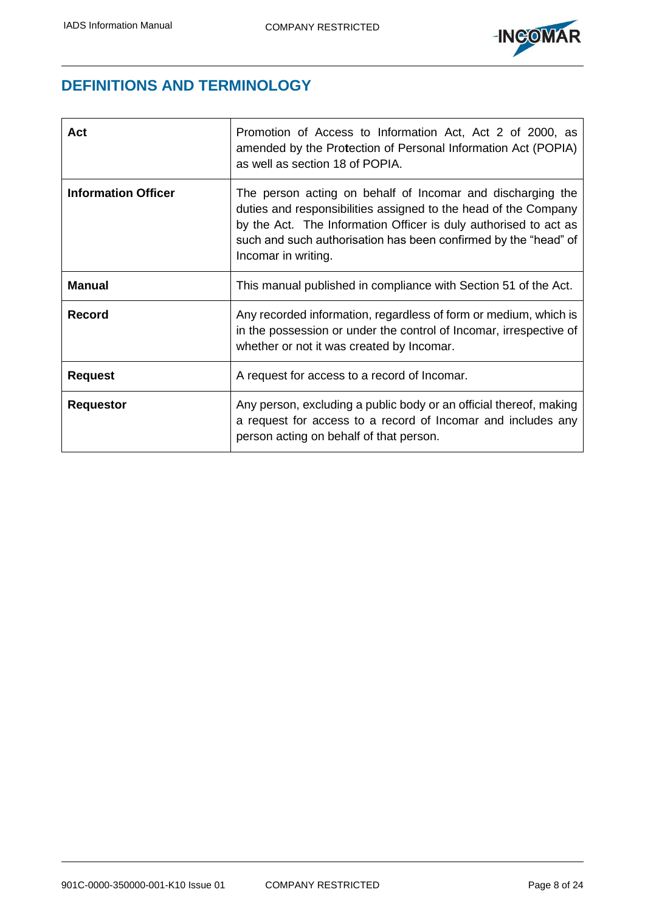## DEFINITIONS AND TERMINOLOGY

| | |
|---|---|
| **Act** | Promotion of Access to Information Act, Act 2 of 2000, as amended by the Protection of Personal Information Act (POPIA) as well as section 18 of POPIA. |
| **Information Officer** | The person acting on behalf of Incomar and discharging the duties and responsibilities assigned to the head of the Company by the Act. The Information Officer is duly authorised to act as such and such authorisation has been confirmed by the "head" of Incomar in writing. |
| **Manual** | This manual published in compliance with Section 51 of the Act. |
| **Record** | Any recorded information, regardless of form or medium, which is in the possession or under the control of Incomar, irrespective of whether or not it was created by Incomar. |
| **Request** | A request for access to a record of Incomar. |
| **Requestor** | Any person, excluding a public body or an official thereof, making a request for access to a record of Incomar and includes any person acting on behalf of that person. |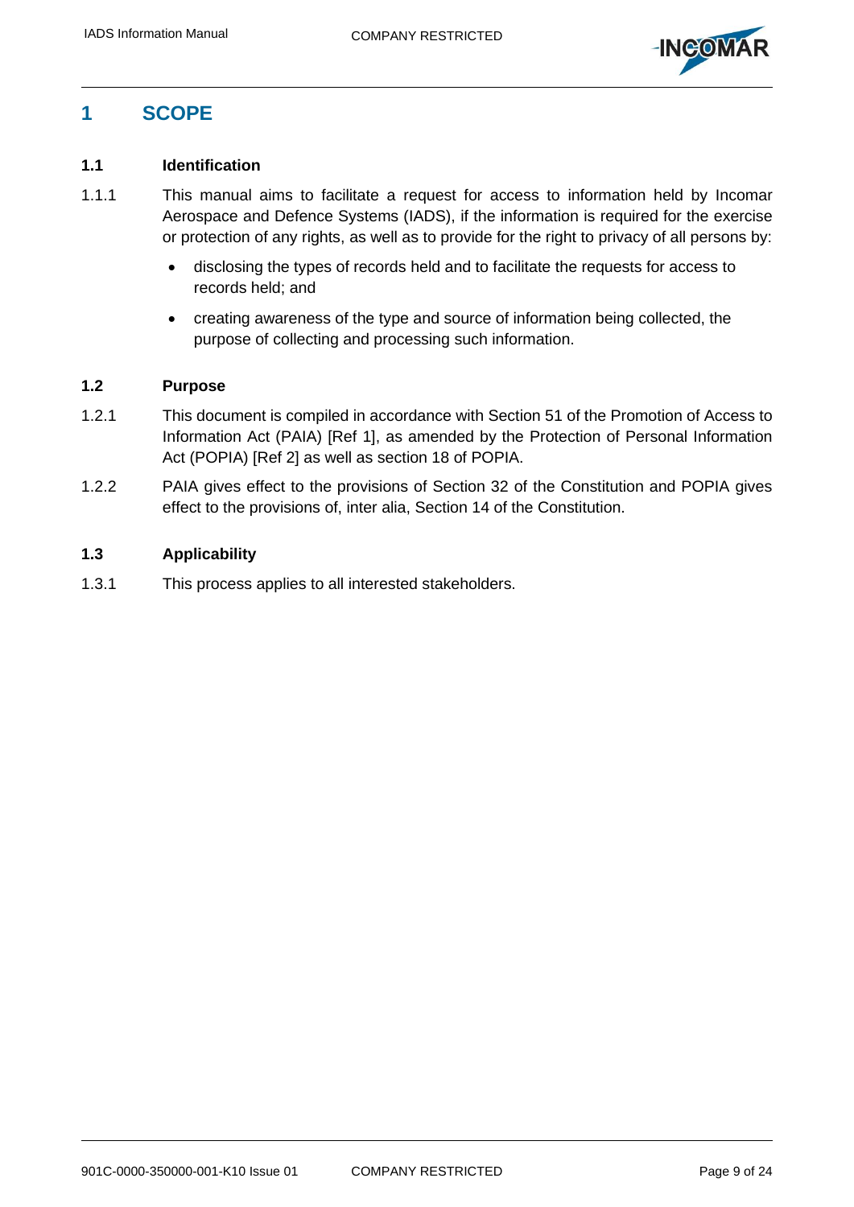# 1 SCOPE

## 1.1 Identification

1.1.1 This manual aims to facilitate a request for access to information held by Incomar Aerospace and Defence Systems (IADS), if the information is required for the exercise or protection of any rights, as well as to provide for the right to privacy of all persons by:

- disclosing the types of records held and to facilitate the requests for access to records held; and
- creating awareness of the type and source of information being collected, the purpose of collecting and processing such information.

## 1.2 Purpose

1.2.1 This document is compiled in accordance with Section 51 of the Promotion of Access to Information Act (PAIA) [Ref 1], as amended by the Protection of Personal Information Act (POPIA) [Ref 2] as well as section 18 of POPIA.

1.2.2 PAIA gives effect to the provisions of Section 32 of the Constitution and POPIA gives effect to the provisions of, inter alia, Section 14 of the Constitution.

## 1.3 Applicability

1.3.1 This process applies to all interested stakeholders.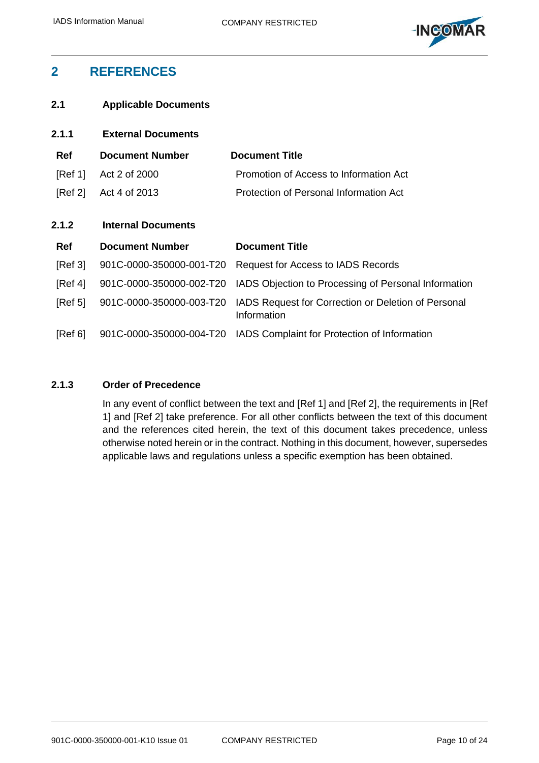# 2 REFERENCES

## 2.1 Applicable Documents

### 2.1.1 External Documents

| Ref | Document Number | Document Title |
|---|---|---|
| [Ref 1] | Act 2 of 2000 | Promotion of Access to Information Act |
| [Ref 2] | Act 4 of 2013 | Protection of Personal Information Act |

### 2.1.2 Internal Documents

| Ref | Document Number | Document Title |
|---|---|---|
| [Ref 3] | 901C-0000-350000-001-T20 | Request for Access to IADS Records |
| [Ref 4] | 901C-0000-350000-002-T20 | IADS Objection to Processing of Personal Information |
| [Ref 5] | 901C-0000-350000-003-T20 | IADS Request for Correction or Deletion of Personal Information |
| [Ref 6] | 901C-0000-350000-004-T20 | IADS Complaint for Protection of Information |

### 2.1.3 Order of Precedence

In any event of conflict between the text and [Ref 1] and [Ref 2], the requirements in [Ref 1] and [Ref 2] take preference. For all other conflicts between the text of this document and the references cited herein, the text of this document takes precedence, unless otherwise noted herein or in the contract. Nothing in this document, however, supersedes applicable laws and regulations unless a specific exemption has been obtained.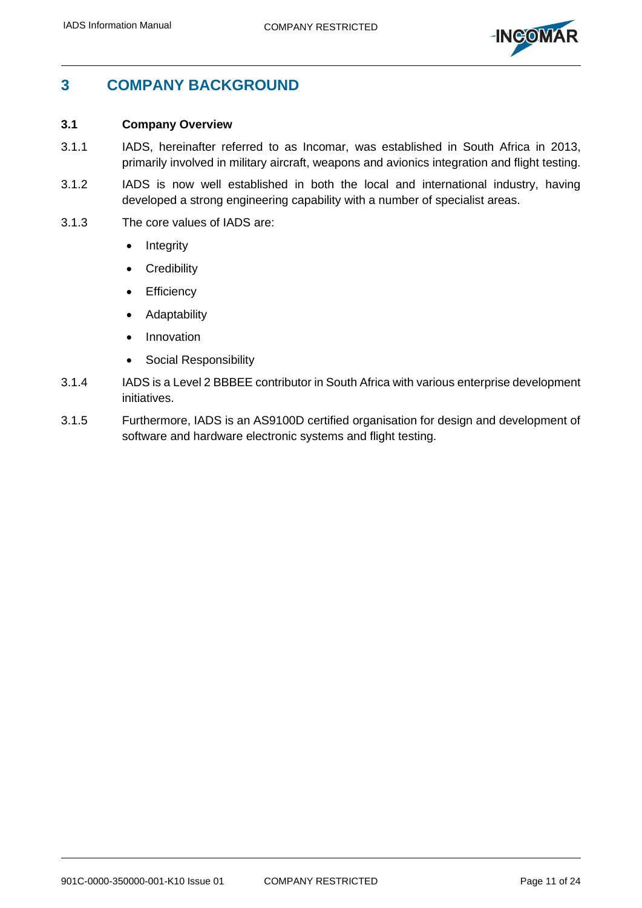# 3 COMPANY BACKGROUND

## 3.1 Company Overview

3.1.1 IADS, hereinafter referred to as Incomar, was established in South Africa in 2013, primarily involved in military aircraft, weapons and avionics integration and flight testing.

3.1.2 IADS is now well established in both the local and international industry, having developed a strong engineering capability with a number of specialist areas.

3.1.3 The core values of IADS are:

- Integrity
- Credibility
- Efficiency
- Adaptability
- Innovation
- Social Responsibility

3.1.4 IADS is a Level 2 BBBEE contributor in South Africa with various enterprise development initiatives.

3.1.5 Furthermore, IADS is an AS9100D certified organisation for design and development of software and hardware electronic systems and flight testing.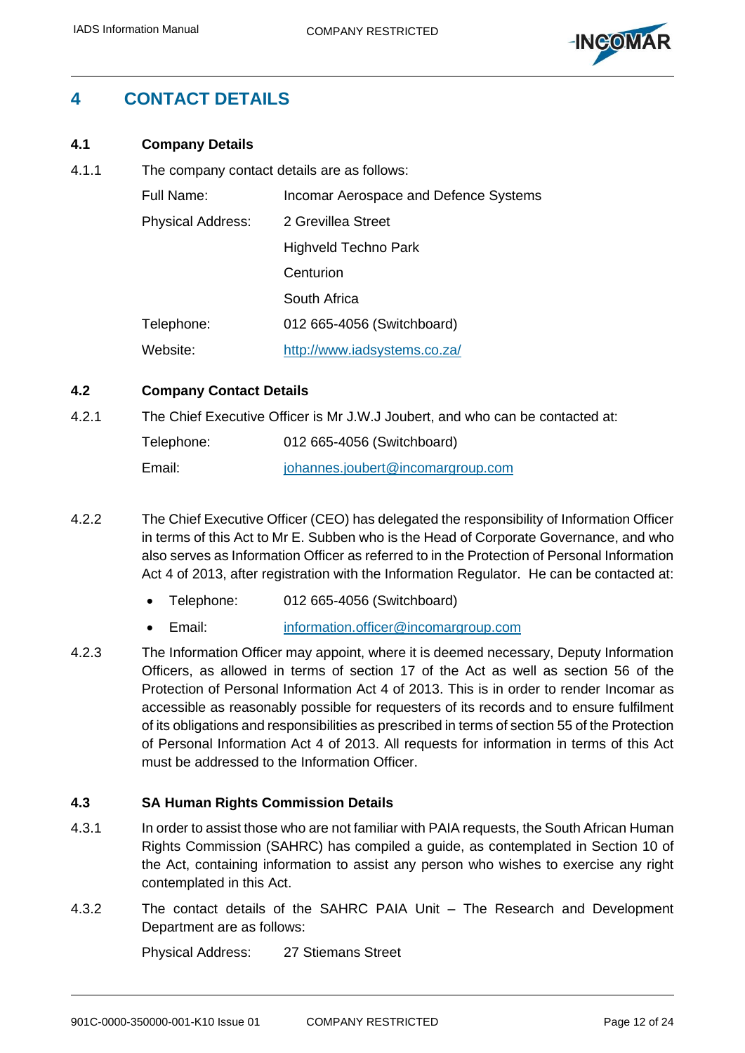# 4 CONTACT DETAILS

## 4.1 Company Details

4.1.1 The company contact details are as follows:

| | |
|---|---|
| Full Name: | Incomar Aerospace and Defence Systems |
| Physical Address: | 2 Grevillea Street<br>Highveld Techno Park<br>Centurion<br>South Africa |
| Telephone: | 012 665-4056 (Switchboard) |
| Website: | http://www.iadsystems.co.za/ |

## 4.2 Company Contact Details

4.2.1 The Chief Executive Officer is Mr J.W.J Joubert, and who can be contacted at:

| | |
|---|---|
| Telephone: | 012 665-4056 (Switchboard) |
| Email: | johannes.joubert@incomargroup.com |

4.2.2 The Chief Executive Officer (CEO) has delegated the responsibility of Information Officer in terms of this Act to Mr E. Subben who is the Head of Corporate Governance, and who also serves as Information Officer as referred to in the Protection of Personal Information Act 4 of 2013, after registration with the Information Regulator. He can be contacted at:

- Telephone: 012 665-4056 (Switchboard)
- Email: information.officer@incomargroup.com

4.2.3 The Information Officer may appoint, where it is deemed necessary, Deputy Information Officers, as allowed in terms of section 17 of the Act as well as section 56 of the Protection of Personal Information Act 4 of 2013. This is in order to render Incomar as accessible as reasonably possible for requesters of its records and to ensure fulfilment of its obligations and responsibilities as prescribed in terms of section 55 of the Protection of Personal Information Act 4 of 2013. All requests for information in terms of this Act must be addressed to the Information Officer.

## 4.3 SA Human Rights Commission Details

4.3.1 In order to assist those who are not familiar with PAIA requests, the South African Human Rights Commission (SAHRC) has compiled a guide, as contemplated in Section 10 of the Act, containing information to assist any person who wishes to exercise any right contemplated in this Act.

4.3.2 The contact details of the SAHRC PAIA Unit – The Research and Development Department are as follows:

| | |
|---|---|
| Physical Address: | 27 Stiemans Street |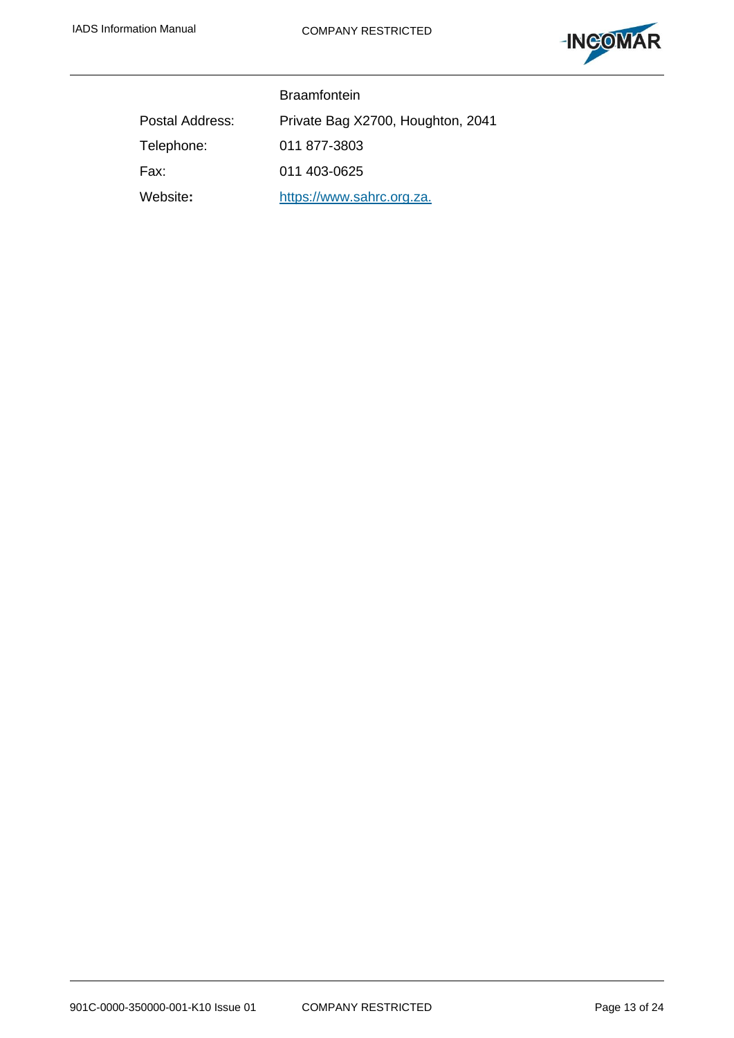| | |
|---|---|
| | Braamfontein |
| Postal Address: | Private Bag X2700, Houghton, 2041 |
| Telephone: | 011 877-3803 |
| Fax: | 011 403-0625 |
| Website**:** | https://www.sahrc.org.za. |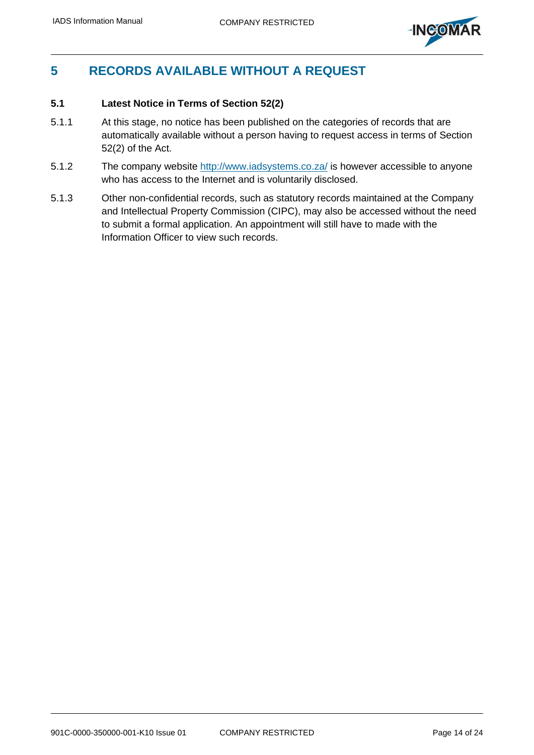# 5 RECORDS AVAILABLE WITHOUT A REQUEST

## 5.1 Latest Notice in Terms of Section 52(2)

5.1.1 At this stage, no notice has been published on the categories of records that are automatically available without a person having to request access in terms of Section 52(2) of the Act.

5.1.2 The company website http://www.iadsystems.co.za/ is however accessible to anyone who has access to the Internet and is voluntarily disclosed.

5.1.3 Other non-confidential records, such as statutory records maintained at the Company and Intellectual Property Commission (CIPC), may also be accessed without the need to submit a formal application. An appointment will still have to made with the Information Officer to view such records.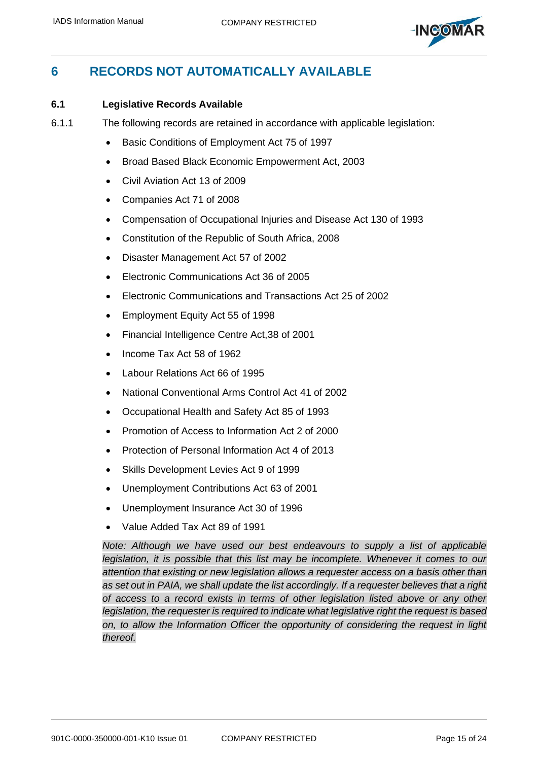## 6 RECORDS NOT AUTOMATICALLY AVAILABLE

### 6.1 Legislative Records Available

6.1.1 The following records are retained in accordance with applicable legislation:

- Basic Conditions of Employment Act 75 of 1997
- Broad Based Black Economic Empowerment Act, 2003
- Civil Aviation Act 13 of 2009
- Companies Act 71 of 2008
- Compensation of Occupational Injuries and Disease Act 130 of 1993
- Constitution of the Republic of South Africa, 2008
- Disaster Management Act 57 of 2002
- Electronic Communications Act 36 of 2005
- Electronic Communications and Transactions Act 25 of 2002
- Employment Equity Act 55 of 1998
- Financial Intelligence Centre Act,38 of 2001
- Income Tax Act 58 of 1962
- Labour Relations Act 66 of 1995
- National Conventional Arms Control Act 41 of 2002
- Occupational Health and Safety Act 85 of 1993
- Promotion of Access to Information Act 2 of 2000
- Protection of Personal Information Act 4 of 2013
- Skills Development Levies Act 9 of 1999
- Unemployment Contributions Act 63 of 2001
- Unemployment Insurance Act 30 of 1996
- Value Added Tax Act 89 of 1991

*Note: Although we have used our best endeavours to supply a list of applicable legislation, it is possible that this list may be incomplete. Whenever it comes to our attention that existing or new legislation allows a requester access on a basis other than as set out in PAIA, we shall update the list accordingly. If a requester believes that a right of access to a record exists in terms of other legislation listed above or any other legislation, the requester is required to indicate what legislative right the request is based on, to allow the Information Officer the opportunity of considering the request in light thereof.*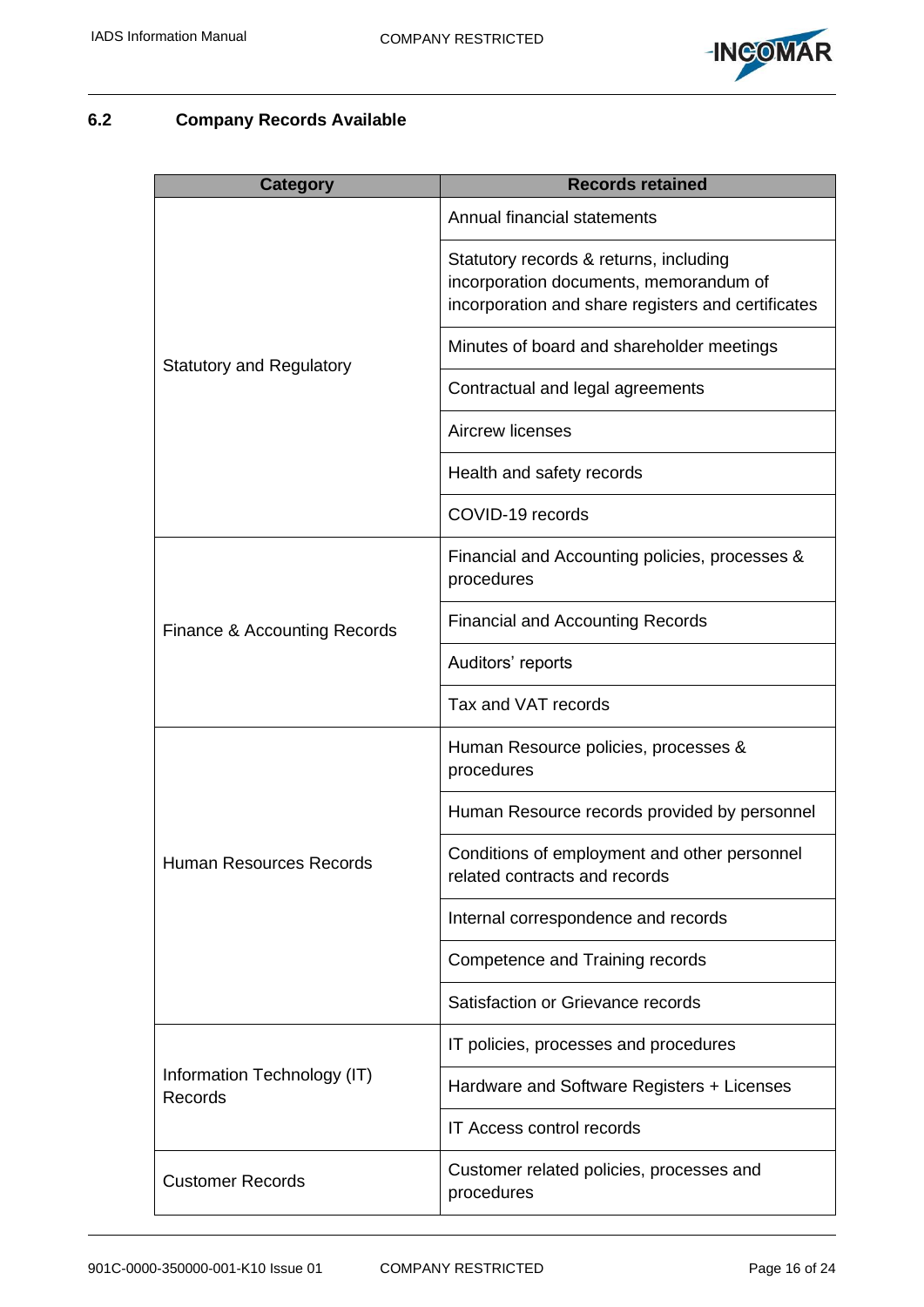## 6.2 Company Records Available

| Category | Records retained |
|---|---|
| Statutory and Regulatory | Annual financial statements |
| | Statutory records & returns, including incorporation documents, memorandum of incorporation and share registers and certificates |
| | Minutes of board and shareholder meetings |
| | Contractual and legal agreements |
| | Aircrew licenses |
| | Health and safety records |
| | COVID-19 records |
| Finance & Accounting Records | Financial and Accounting policies, processes & procedures |
| | Financial and Accounting Records |
| | Auditors' reports |
| | Tax and VAT records |
| Human Resources Records | Human Resource policies, processes & procedures |
| | Human Resource records provided by personnel |
| | Conditions of employment and other personnel related contracts and records |
| | Internal correspondence and records |
| | Competence and Training records |
| | Satisfaction or Grievance records |
| Information Technology (IT) Records | IT policies, processes and procedures |
| | Hardware and Software Registers + Licenses |
| | IT Access control records |
| Customer Records | Customer related policies, processes and procedures |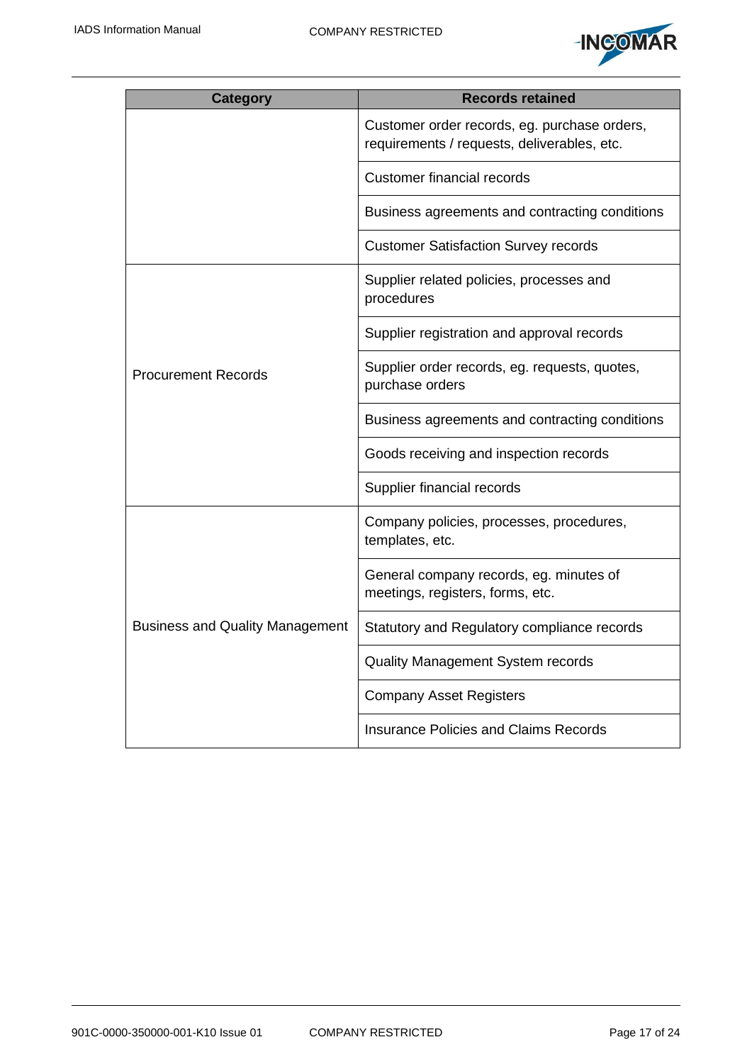| Category | Records retained |
| --- | --- |
| | Customer order records, eg. purchase orders, requirements / requests, deliverables, etc. |
| | Customer financial records |
| | Business agreements and contracting conditions |
| | Customer Satisfaction Survey records |
| Procurement Records | Supplier related policies, processes and procedures |
| | Supplier registration and approval records |
| | Supplier order records, eg. requests, quotes, purchase orders |
| | Business agreements and contracting conditions |
| | Goods receiving and inspection records |
| | Supplier financial records |
| Business and Quality Management | Company policies, processes, procedures, templates, etc. |
| | General company records, eg. minutes of meetings, registers, forms, etc. |
| | Statutory and Regulatory compliance records |
| | Quality Management System records |
| | Company Asset Registers |
| | Insurance Policies and Claims Records |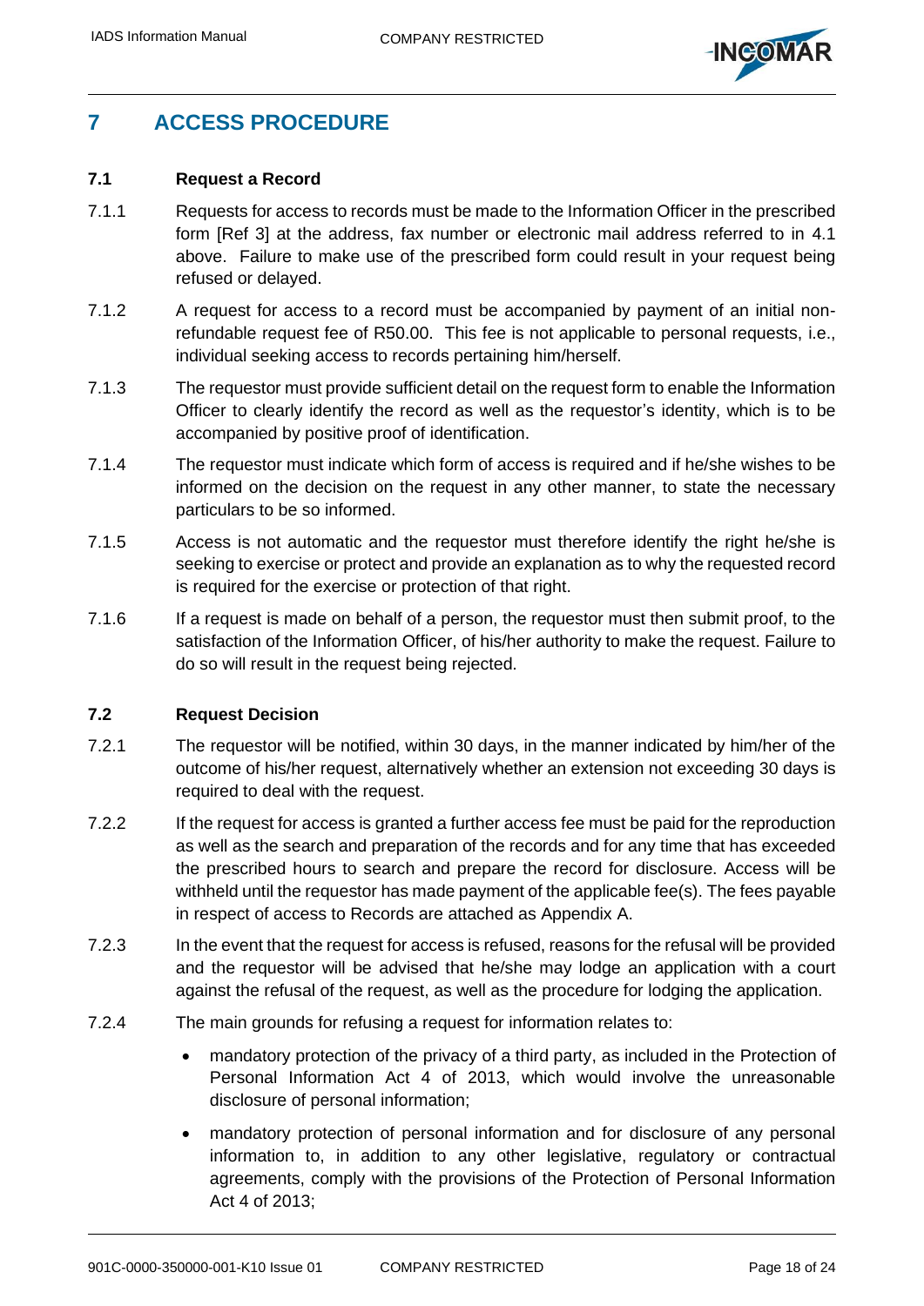# 7 ACCESS PROCEDURE

## 7.1 Request a Record

7.1.1 Requests for access to records must be made to the Information Officer in the prescribed form [Ref 3] at the address, fax number or electronic mail address referred to in 4.1 above. Failure to make use of the prescribed form could result in your request being refused or delayed.

7.1.2 A request for access to a record must be accompanied by payment of an initial non-refundable request fee of R50.00. This fee is not applicable to personal requests, i.e., individual seeking access to records pertaining him/herself.

7.1.3 The requestor must provide sufficient detail on the request form to enable the Information Officer to clearly identify the record as well as the requestor's identity, which is to be accompanied by positive proof of identification.

7.1.4 The requestor must indicate which form of access is required and if he/she wishes to be informed on the decision on the request in any other manner, to state the necessary particulars to be so informed.

7.1.5 Access is not automatic and the requestor must therefore identify the right he/she is seeking to exercise or protect and provide an explanation as to why the requested record is required for the exercise or protection of that right.

7.1.6 If a request is made on behalf of a person, the requestor must then submit proof, to the satisfaction of the Information Officer, of his/her authority to make the request. Failure to do so will result in the request being rejected.

## 7.2 Request Decision

7.2.1 The requestor will be notified, within 30 days, in the manner indicated by him/her of the outcome of his/her request, alternatively whether an extension not exceeding 30 days is required to deal with the request.

7.2.2 If the request for access is granted a further access fee must be paid for the reproduction as well as the search and preparation of the records and for any time that has exceeded the prescribed hours to search and prepare the record for disclosure. Access will be withheld until the requestor has made payment of the applicable fee(s). The fees payable in respect of access to Records are attached as Appendix A.

7.2.3 In the event that the request for access is refused, reasons for the refusal will be provided and the requestor will be advised that he/she may lodge an application with a court against the refusal of the request, as well as the procedure for lodging the application.

7.2.4 The main grounds for refusing a request for information relates to:

- mandatory protection of the privacy of a third party, as included in the Protection of Personal Information Act 4 of 2013, which would involve the unreasonable disclosure of personal information;
- mandatory protection of personal information and for disclosure of any personal information to, in addition to any other legislative, regulatory or contractual agreements, comply with the provisions of the Protection of Personal Information Act 4 of 2013;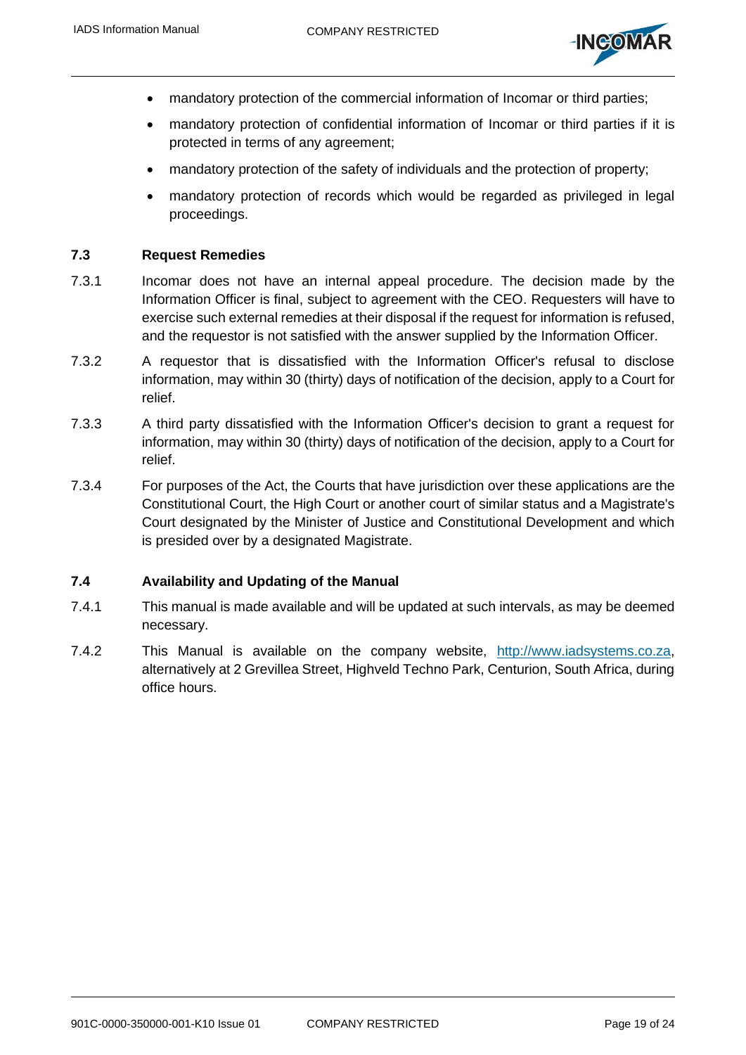- mandatory protection of the commercial information of Incomar or third parties;
- mandatory protection of confidential information of Incomar or third parties if it is protected in terms of any agreement;
- mandatory protection of the safety of individuals and the protection of property;
- mandatory protection of records which would be regarded as privileged in legal proceedings.

### 7.3 Request Remedies

7.3.1 Incomar does not have an internal appeal procedure. The decision made by the Information Officer is final, subject to agreement with the CEO. Requesters will have to exercise such external remedies at their disposal if the request for information is refused, and the requestor is not satisfied with the answer supplied by the Information Officer.

7.3.2 A requestor that is dissatisfied with the Information Officer's refusal to disclose information, may within 30 (thirty) days of notification of the decision, apply to a Court for relief.

7.3.3 A third party dissatisfied with the Information Officer's decision to grant a request for information, may within 30 (thirty) days of notification of the decision, apply to a Court for relief.

7.3.4 For purposes of the Act, the Courts that have jurisdiction over these applications are the Constitutional Court, the High Court or another court of similar status and a Magistrate's Court designated by the Minister of Justice and Constitutional Development and which is presided over by a designated Magistrate.

### 7.4 Availability and Updating of the Manual

7.4.1 This manual is made available and will be updated at such intervals, as may be deemed necessary.

7.4.2 This Manual is available on the company website, http://www.iadsystems.co.za, alternatively at 2 Grevillea Street, Highveld Techno Park, Centurion, South Africa, during office hours.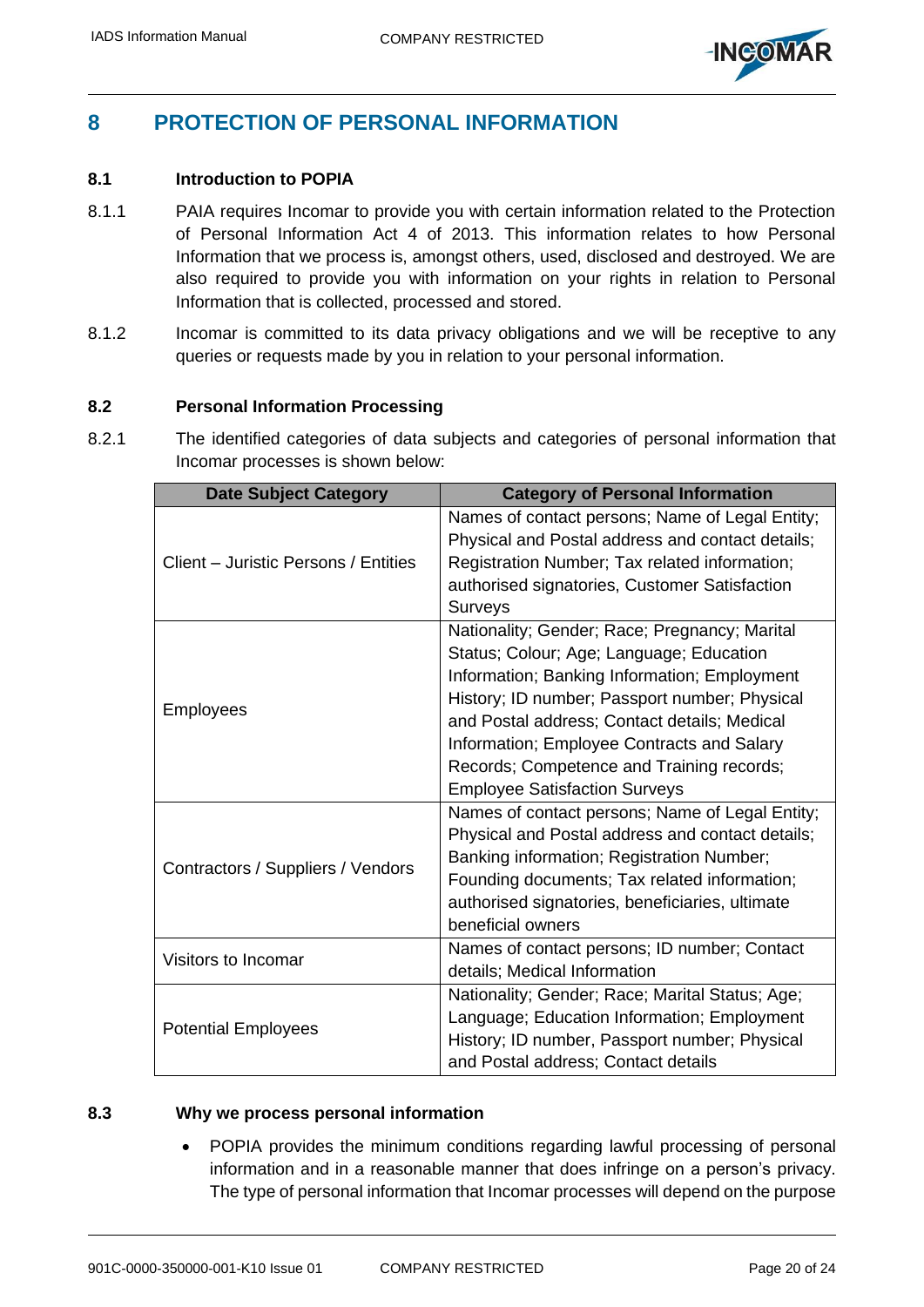# 8 PROTECTION OF PERSONAL INFORMATION

### 8.1 Introduction to POPIA

8.1.1 PAIA requires Incomar to provide you with certain information related to the Protection of Personal Information Act 4 of 2013. This information relates to how Personal Information that we process is, amongst others, used, disclosed and destroyed. We are also required to provide you with information on your rights in relation to Personal Information that is collected, processed and stored.

8.1.2 Incomar is committed to its data privacy obligations and we will be receptive to any queries or requests made by you in relation to your personal information.

### 8.2 Personal Information Processing

8.2.1 The identified categories of data subjects and categories of personal information that Incomar processes is shown below:

| Date Subject Category | Category of Personal Information |
|---|---|
| Client – Juristic Persons / Entities | Names of contact persons; Name of Legal Entity; Physical and Postal address and contact details; Registration Number; Tax related information; authorised signatories, Customer Satisfaction Surveys |
| Employees | Nationality; Gender; Race; Pregnancy; Marital Status; Colour; Age; Language; Education Information; Banking Information; Employment History; ID number; Passport number; Physical and Postal address; Contact details; Medical Information; Employee Contracts and Salary Records; Competence and Training records; Employee Satisfaction Surveys |
| Contractors / Suppliers / Vendors | Names of contact persons; Name of Legal Entity; Physical and Postal address and contact details; Banking information; Registration Number; Founding documents; Tax related information; authorised signatories, beneficiaries, ultimate beneficial owners |
| Visitors to Incomar | Names of contact persons; ID number; Contact details; Medical Information |
| Potential Employees | Nationality; Gender; Race; Marital Status; Age; Language; Education Information; Employment History; ID number, Passport number; Physical and Postal address; Contact details |

### 8.3 Why we process personal information

- POPIA provides the minimum conditions regarding lawful processing of personal information and in a reasonable manner that does infringe on a person's privacy. The type of personal information that Incomar processes will depend on the purpose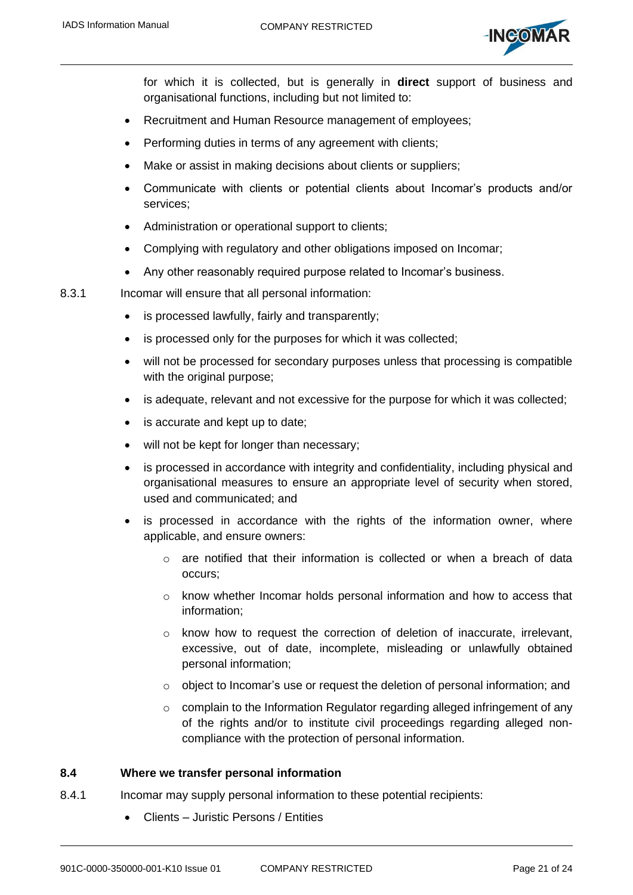for which it is collected, but is generally in **direct** support of business and organisational functions, including but not limited to:

- Recruitment and Human Resource management of employees;
- Performing duties in terms of any agreement with clients;
- Make or assist in making decisions about clients or suppliers;
- Communicate with clients or potential clients about Incomar's products and/or services;
- Administration or operational support to clients;
- Complying with regulatory and other obligations imposed on Incomar;
- Any other reasonably required purpose related to Incomar's business.

8.3.1 Incomar will ensure that all personal information:

- is processed lawfully, fairly and transparently;
- is processed only for the purposes for which it was collected;
- will not be processed for secondary purposes unless that processing is compatible with the original purpose;
- is adequate, relevant and not excessive for the purpose for which it was collected;
- is accurate and kept up to date;
- will not be kept for longer than necessary;
- is processed in accordance with integrity and confidentiality, including physical and organisational measures to ensure an appropriate level of security when stored, used and communicated; and
- is processed in accordance with the rights of the information owner, where applicable, and ensure owners:
    - are notified that their information is collected or when a breach of data occurs;
    - know whether Incomar holds personal information and how to access that information;
    - know how to request the correction of deletion of inaccurate, irrelevant, excessive, out of date, incomplete, misleading or unlawfully obtained personal information;
    - object to Incomar's use or request the deletion of personal information; and
    - complain to the Information Regulator regarding alleged infringement of any of the rights and/or to institute civil proceedings regarding alleged non-compliance with the protection of personal information.

### 8.4 Where we transfer personal information

8.4.1 Incomar may supply personal information to these potential recipients:

- Clients – Juristic Persons / Entities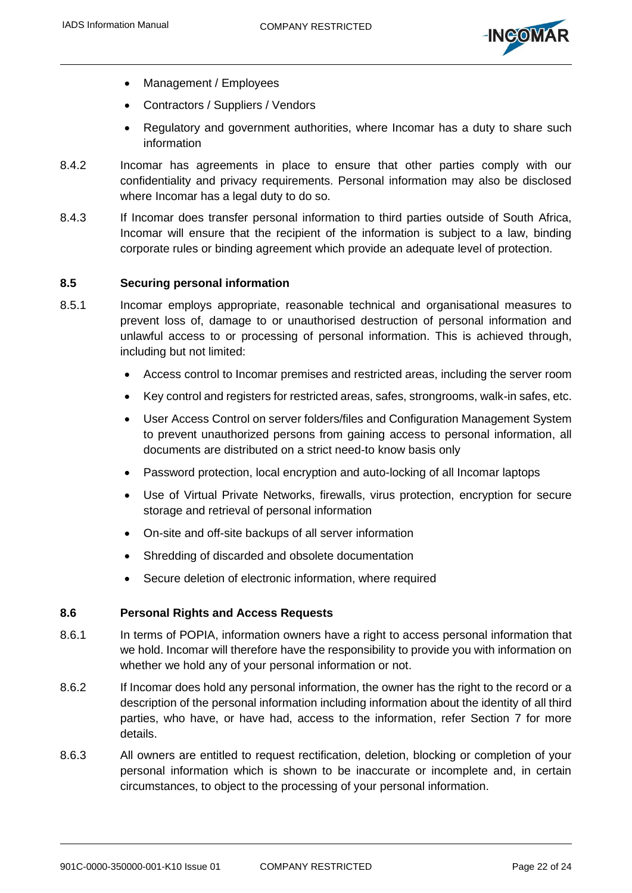- Management / Employees
- Contractors / Suppliers / Vendors
- Regulatory and government authorities, where Incomar has a duty to share such information

8.4.2 Incomar has agreements in place to ensure that other parties comply with our confidentiality and privacy requirements. Personal information may also be disclosed where Incomar has a legal duty to do so.

8.4.3 If Incomar does transfer personal information to third parties outside of South Africa, Incomar will ensure that the recipient of the information is subject to a law, binding corporate rules or binding agreement which provide an adequate level of protection.

### 8.5 Securing personal information

8.5.1 Incomar employs appropriate, reasonable technical and organisational measures to prevent loss of, damage to or unauthorised destruction of personal information and unlawful access to or processing of personal information. This is achieved through, including but not limited:

- Access control to Incomar premises and restricted areas, including the server room
- Key control and registers for restricted areas, safes, strongrooms, walk-in safes, etc.
- User Access Control on server folders/files and Configuration Management System to prevent unauthorized persons from gaining access to personal information, all documents are distributed on a strict need-to know basis only
- Password protection, local encryption and auto-locking of all Incomar laptops
- Use of Virtual Private Networks, firewalls, virus protection, encryption for secure storage and retrieval of personal information
- On-site and off-site backups of all server information
- Shredding of discarded and obsolete documentation
- Secure deletion of electronic information, where required

### 8.6 Personal Rights and Access Requests

8.6.1 In terms of POPIA, information owners have a right to access personal information that we hold. Incomar will therefore have the responsibility to provide you with information on whether we hold any of your personal information or not.

8.6.2 If Incomar does hold any personal information, the owner has the right to the record or a description of the personal information including information about the identity of all third parties, who have, or have had, access to the information, refer Section 7 for more details.

8.6.3 All owners are entitled to request rectification, deletion, blocking or completion of your personal information which is shown to be inaccurate or incomplete and, in certain circumstances, to object to the processing of your personal information.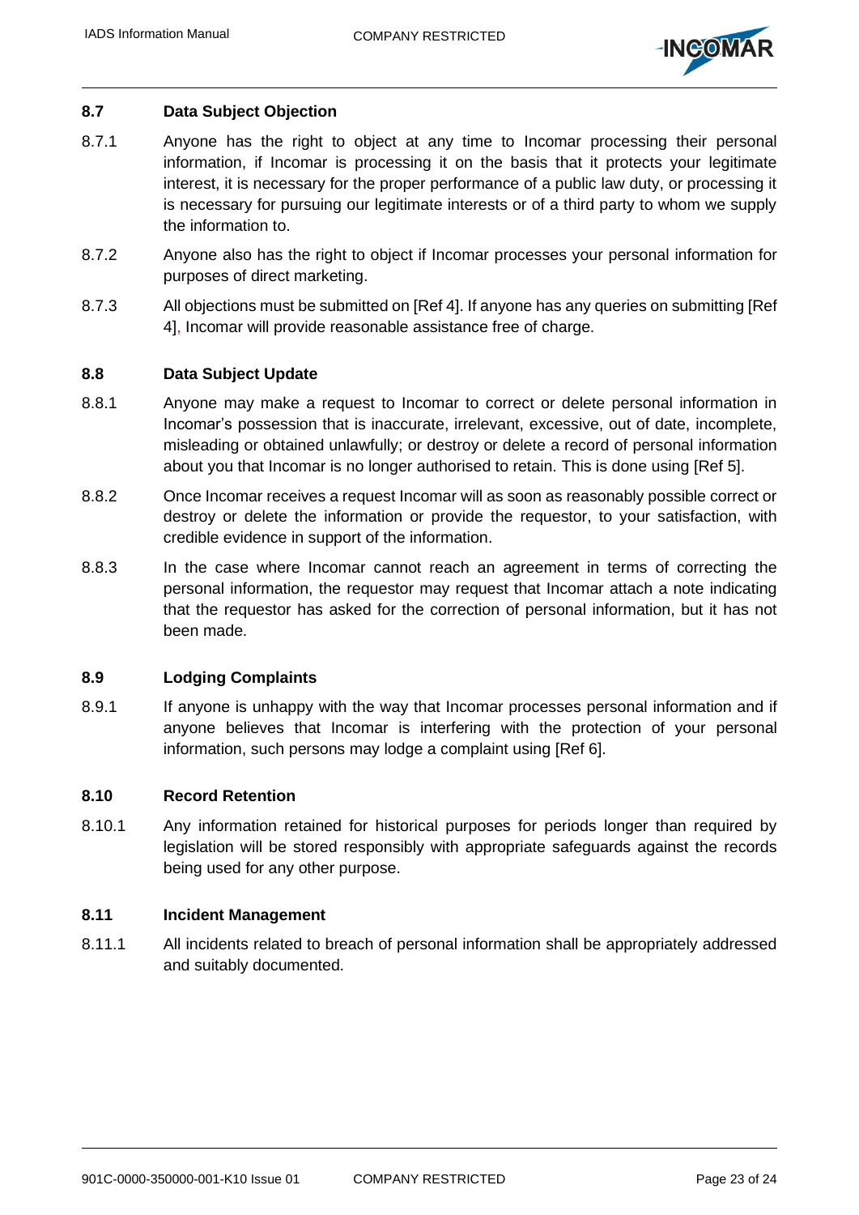### 8.7 Data Subject Objection

8.7.1 Anyone has the right to object at any time to Incomar processing their personal information, if Incomar is processing it on the basis that it protects your legitimate interest, it is necessary for the proper performance of a public law duty, or processing it is necessary for pursuing our legitimate interests or of a third party to whom we supply the information to.

8.7.2 Anyone also has the right to object if Incomar processes your personal information for purposes of direct marketing.

8.7.3 All objections must be submitted on [Ref 4]. If anyone has any queries on submitting [Ref 4], Incomar will provide reasonable assistance free of charge.

### 8.8 Data Subject Update

8.8.1 Anyone may make a request to Incomar to correct or delete personal information in Incomar's possession that is inaccurate, irrelevant, excessive, out of date, incomplete, misleading or obtained unlawfully; or destroy or delete a record of personal information about you that Incomar is no longer authorised to retain. This is done using [Ref 5].

8.8.2 Once Incomar receives a request Incomar will as soon as reasonably possible correct or destroy or delete the information or provide the requestor, to your satisfaction, with credible evidence in support of the information.

8.8.3 In the case where Incomar cannot reach an agreement in terms of correcting the personal information, the requestor may request that Incomar attach a note indicating that the requestor has asked for the correction of personal information, but it has not been made.

### 8.9 Lodging Complaints

8.9.1 If anyone is unhappy with the way that Incomar processes personal information and if anyone believes that Incomar is interfering with the protection of your personal information, such persons may lodge a complaint using [Ref 6].

### 8.10 Record Retention

8.10.1 Any information retained for historical purposes for periods longer than required by legislation will be stored responsibly with appropriate safeguards against the records being used for any other purpose.

### 8.11 Incident Management

8.11.1 All incidents related to breach of personal information shall be appropriately addressed and suitably documented.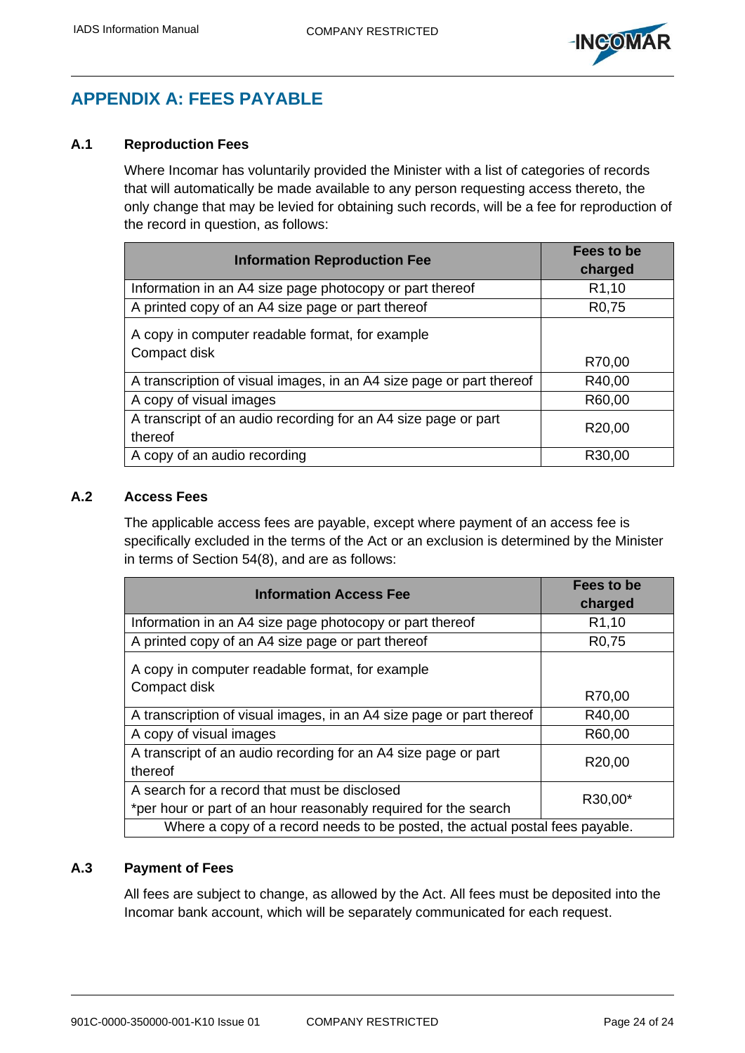## APPENDIX A: FEES PAYABLE

### A.1 Reproduction Fees

Where Incomar has voluntarily provided the Minister with a list of categories of records that will automatically be made available to any person requesting access thereto, the only change that may be levied for obtaining such records, will be a fee for reproduction of the record in question, as follows:

| Information Reproduction Fee | Fees to be charged |
|---|---|
| Information in an A4 size page photocopy or part thereof | R1,10 |
| A printed copy of an A4 size page or part thereof | R0,75 |
| A copy in computer readable format, for example Compact disk | R70,00 |
| A transcription of visual images, in an A4 size page or part thereof | R40,00 |
| A copy of visual images | R60,00 |
| A transcript of an audio recording for an A4 size page or part thereof | R20,00 |
| A copy of an audio recording | R30,00 |

### A.2 Access Fees

The applicable access fees are payable, except where payment of an access fee is specifically excluded in the terms of the Act or an exclusion is determined by the Minister in terms of Section 54(8), and are as follows:

| Information Access Fee | Fees to be charged |
|---|---|
| Information in an A4 size page photocopy or part thereof | R1,10 |
| A printed copy of an A4 size page or part thereof | R0,75 |
| A copy in computer readable format, for example Compact disk | R70,00 |
| A transcription of visual images, in an A4 size page or part thereof | R40,00 |
| A copy of visual images | R60,00 |
| A transcript of an audio recording for an A4 size page or part thereof | R20,00 |
| A search for a record that must be disclosed<br>*per hour or part of an hour reasonably required for the search | R30,00* |
| Where a copy of a record needs to be posted, the actual postal fees payable. | |

### A.3 Payment of Fees

All fees are subject to change, as allowed by the Act. All fees must be deposited into the Incomar bank account, which will be separately communicated for each request.